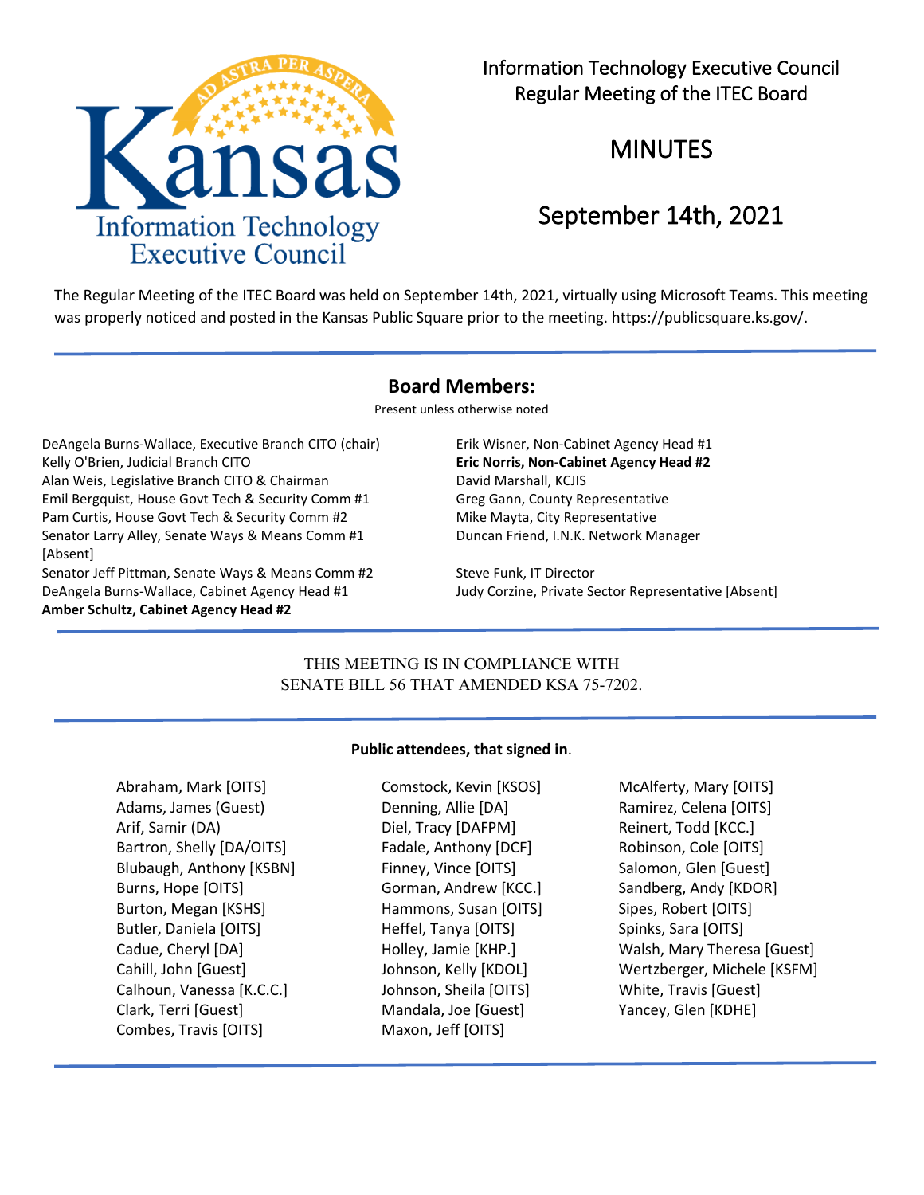Kansas Information Technology Executive Council

# Information Technology Executive Council
## Regular Meeting of the ITEC Board

# MINUTES

# September 14th, 2021

The Regular Meeting of the ITEC Board was held on September 14th, 2021, virtually using Microsoft Teams. This meeting was properly noticed and posted in the Kansas Public Square prior to the meeting. https://publicsquare.ks.gov/.

## Board Members:

Present unless otherwise noted

DeAngela Burns-Wallace, Executive Branch CITO (chair)
Kelly O'Brien, Judicial Branch CITO
Alan Weis, Legislative Branch CITO & Chairman
Emil Bergquist, House Govt Tech & Security Comm #1
Pam Curtis, House Govt Tech & Security Comm #2
Senator Larry Alley, Senate Ways & Means Comm #1 [Absent]
Senator Jeff Pittman, Senate Ways & Means Comm #2
DeAngela Burns-Wallace, Cabinet Agency Head #1
**Amber Schultz, Cabinet Agency Head #2**

Erik Wisner, Non-Cabinet Agency Head #1
**Eric Norris, Non-Cabinet Agency Head #2**
David Marshall, KCJIS
Greg Gann, County Representative
Mike Mayta, City Representative
Duncan Friend, I.N.K. Network Manager

Steve Funk, IT Director
Judy Corzine, Private Sector Representative [Absent]

THIS MEETING IS IN COMPLIANCE WITH SENATE BILL 56 THAT AMENDED KSA 75-7202.

**Public attendees, that signed in**.

Abraham, Mark [OITS]
Adams, James (Guest)
Arif, Samir (DA)
Bartron, Shelly [DA/OITS]
Blubaugh, Anthony [KSBN]
Burns, Hope [OITS]
Burton, Megan [KSHS]
Butler, Daniela [OITS]
Cadue, Cheryl [DA]
Cahill, John [Guest]
Calhoun, Vanessa [K.C.C.]
Clark, Terri [Guest]
Combes, Travis [OITS]
Comstock, Kevin [KSOS]
Denning, Allie [DA]
Diel, Tracy [DAFPM]
Fadale, Anthony [DCF]
Finney, Vince [OITS]
Gorman, Andrew [KCC.]
Hammons, Susan [OITS]
Heffel, Tanya [OITS]
Holley, Jamie [KHP.]
Johnson, Kelly [KDOL]
Johnson, Sheila [OITS]
Mandala, Joe [Guest]
Maxon, Jeff [OITS]
McAlferty, Mary [OITS]
Ramirez, Celena [OITS]
Reinert, Todd [KCC.]
Robinson, Cole [OITS]
Salomon, Glen [Guest]
Sandberg, Andy [KDOR]
Sipes, Robert [OITS]
Spinks, Sara [OITS]
Walsh, Mary Theresa [Guest]
Wertzberger, Michele [KSFM]
White, Travis [Guest]
Yancey, Glen [KDHE]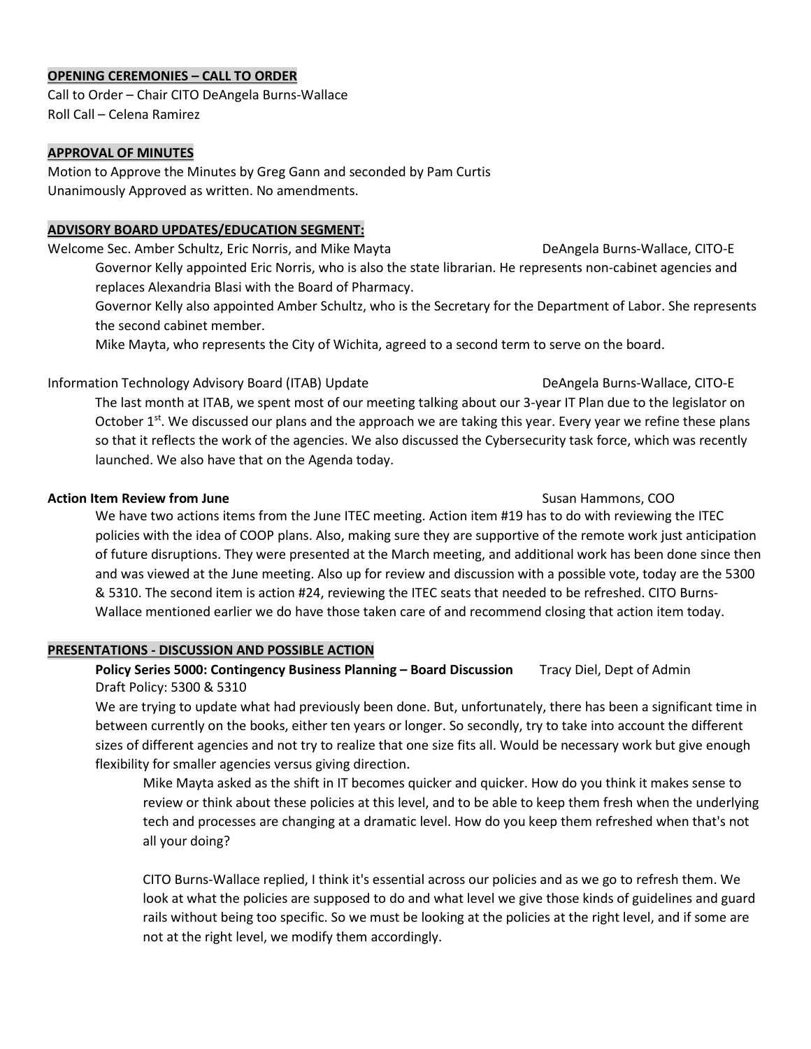**OPENING CEREMONIES – CALL TO ORDER**

Call to Order – Chair CITO DeAngela Burns-Wallace
Roll Call – Celena Ramirez

**APPROVAL OF MINUTES**

Motion to Approve the Minutes by Greg Gann and seconded by Pam Curtis
Unanimously Approved as written. No amendments.

**ADVISORY BOARD UPDATES/EDUCATION SEGMENT:**

Welcome Sec. Amber Schultz, Eric Norris, and Mike Mayta — DeAngela Burns-Wallace, CITO-E

Governor Kelly appointed Eric Norris, who is also the state librarian. He represents non-cabinet agencies and replaces Alexandria Blasi with the Board of Pharmacy.

Governor Kelly also appointed Amber Schultz, who is the Secretary for the Department of Labor. She represents the second cabinet member.

Mike Mayta, who represents the City of Wichita, agreed to a second term to serve on the board.

Information Technology Advisory Board (ITAB) Update — DeAngela Burns-Wallace, CITO-E

The last month at ITAB, we spent most of our meeting talking about our 3-year IT Plan due to the legislator on October 1st. We discussed our plans and the approach we are taking this year. Every year we refine these plans so that it reflects the work of the agencies. We also discussed the Cybersecurity task force, which was recently launched. We also have that on the Agenda today.

**Action Item Review from June** — Susan Hammons, COO

We have two actions items from the June ITEC meeting. Action item #19 has to do with reviewing the ITEC policies with the idea of COOP plans. Also, making sure they are supportive of the remote work just anticipation of future disruptions. They were presented at the March meeting, and additional work has been done since then and was viewed at the June meeting. Also up for review and discussion with a possible vote, today are the 5300 & 5310. The second item is action #24, reviewing the ITEC seats that needed to be refreshed. CITO Burns-Wallace mentioned earlier we do have those taken care of and recommend closing that action item today.

**PRESENTATIONS - DISCUSSION AND POSSIBLE ACTION**

**Policy Series 5000: Contingency Business Planning – Board Discussion** — Tracy Diel, Dept of Admin

Draft Policy: 5300 & 5310

We are trying to update what had previously been done. But, unfortunately, there has been a significant time in between currently on the books, either ten years or longer. So secondly, try to take into account the different sizes of different agencies and not try to realize that one size fits all. Would be necessary work but give enough flexibility for smaller agencies versus giving direction.

Mike Mayta asked as the shift in IT becomes quicker and quicker. How do you think it makes sense to review or think about these policies at this level, and to be able to keep them fresh when the underlying tech and processes are changing at a dramatic level. How do you keep them refreshed when that's not all your doing?

CITO Burns-Wallace replied, I think it's essential across our policies and as we go to refresh them. We look at what the policies are supposed to do and what level we give those kinds of guidelines and guard rails without being too specific. So we must be looking at the policies at the right level, and if some are not at the right level, we modify them accordingly.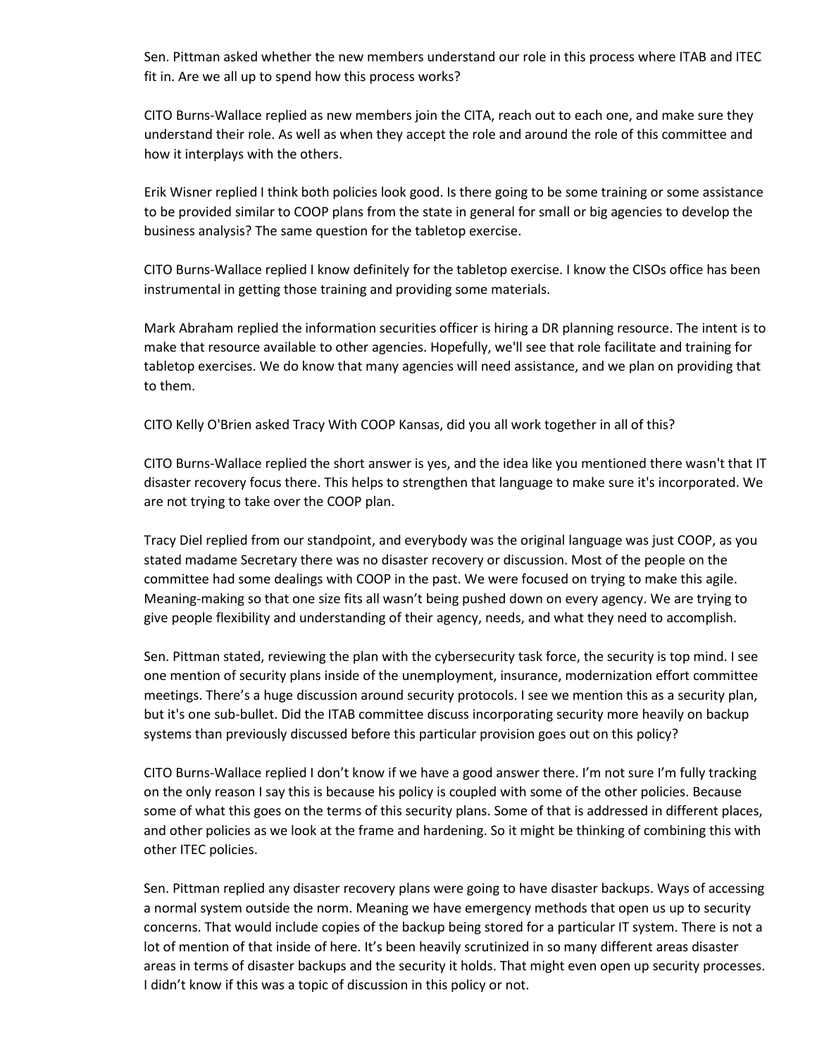Sen. Pittman asked whether the new members understand our role in this process where ITAB and ITEC fit in. Are we all up to spend how this process works?

CITO Burns-Wallace replied as new members join the CITA, reach out to each one, and make sure they understand their role. As well as when they accept the role and around the role of this committee and how it interplays with the others.

Erik Wisner replied I think both policies look good. Is there going to be some training or some assistance to be provided similar to COOP plans from the state in general for small or big agencies to develop the business analysis? The same question for the tabletop exercise.

CITO Burns-Wallace replied I know definitely for the tabletop exercise. I know the CISOs office has been instrumental in getting those training and providing some materials.

Mark Abraham replied the information securities officer is hiring a DR planning resource. The intent is to make that resource available to other agencies. Hopefully, we'll see that role facilitate and training for tabletop exercises. We do know that many agencies will need assistance, and we plan on providing that to them.

CITO Kelly O'Brien asked Tracy With COOP Kansas, did you all work together in all of this?

CITO Burns-Wallace replied the short answer is yes, and the idea like you mentioned there wasn't that IT disaster recovery focus there. This helps to strengthen that language to make sure it's incorporated. We are not trying to take over the COOP plan.

Tracy Diel replied from our standpoint, and everybody was the original language was just COOP, as you stated madame Secretary there was no disaster recovery or discussion. Most of the people on the committee had some dealings with COOP in the past. We were focused on trying to make this agile. Meaning-making so that one size fits all wasn't being pushed down on every agency. We are trying to give people flexibility and understanding of their agency, needs, and what they need to accomplish.

Sen. Pittman stated, reviewing the plan with the cybersecurity task force, the security is top mind. I see one mention of security plans inside of the unemployment, insurance, modernization effort committee meetings. There's a huge discussion around security protocols. I see we mention this as a security plan, but it's one sub-bullet. Did the ITAB committee discuss incorporating security more heavily on backup systems than previously discussed before this particular provision goes out on this policy?

CITO Burns-Wallace replied I don't know if we have a good answer there. I'm not sure I'm fully tracking on the only reason I say this is because his policy is coupled with some of the other policies. Because some of what this goes on the terms of this security plans. Some of that is addressed in different places, and other policies as we look at the frame and hardening. So it might be thinking of combining this with other ITEC policies.

Sen. Pittman replied any disaster recovery plans were going to have disaster backups. Ways of accessing a normal system outside the norm. Meaning we have emergency methods that open us up to security concerns. That would include copies of the backup being stored for a particular IT system. There is not a lot of mention of that inside of here. It's been heavily scrutinized in so many different areas disaster areas in terms of disaster backups and the security it holds. That might even open up security processes. I didn't know if this was a topic of discussion in this policy or not.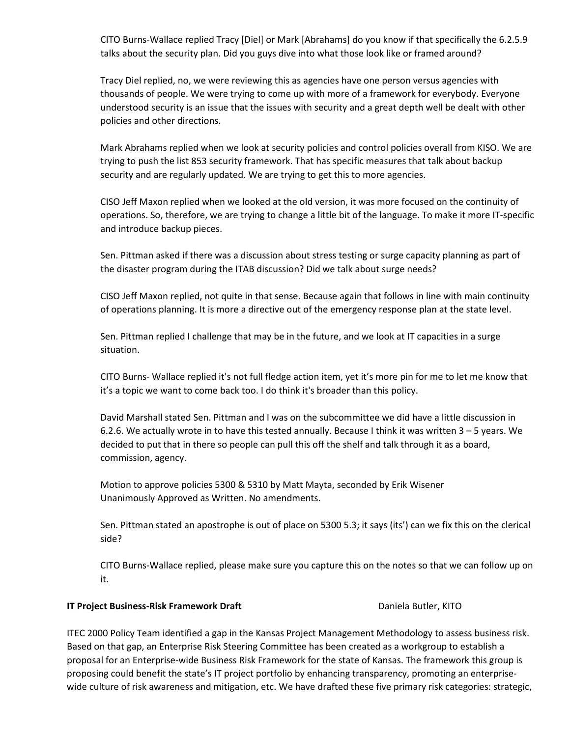CITO Burns-Wallace replied Tracy [Diel] or Mark [Abrahams] do you know if that specifically the 6.2.5.9 talks about the security plan. Did you guys dive into what those look like or framed around?

Tracy Diel replied, no, we were reviewing this as agencies have one person versus agencies with thousands of people. We were trying to come up with more of a framework for everybody. Everyone understood security is an issue that the issues with security and a great depth well be dealt with other policies and other directions.

Mark Abrahams replied when we look at security policies and control policies overall from KISO. We are trying to push the list 853 security framework. That has specific measures that talk about backup security and are regularly updated. We are trying to get this to more agencies.

CISO Jeff Maxon replied when we looked at the old version, it was more focused on the continuity of operations. So, therefore, we are trying to change a little bit of the language. To make it more IT-specific and introduce backup pieces.

Sen. Pittman asked if there was a discussion about stress testing or surge capacity planning as part of the disaster program during the ITAB discussion? Did we talk about surge needs?

CISO Jeff Maxon replied, not quite in that sense. Because again that follows in line with main continuity of operations planning. It is more a directive out of the emergency response plan at the state level.

Sen. Pittman replied I challenge that may be in the future, and we look at IT capacities in a surge situation.

CITO Burns- Wallace replied it's not full fledge action item, yet it's more pin for me to let me know that it's a topic we want to come back too. I do think it's broader than this policy.

David Marshall stated Sen. Pittman and I was on the subcommittee we did have a little discussion in 6.2.6. We actually wrote in to have this tested annually. Because I think it was written 3 – 5 years. We decided to put that in there so people can pull this off the shelf and talk through it as a board, commission, agency.

Motion to approve policies 5300 & 5310 by Matt Mayta, seconded by Erik Wisener
Unanimously Approved as Written. No amendments.

Sen. Pittman stated an apostrophe is out of place on 5300 5.3; it says (its') can we fix this on the clerical side?

CITO Burns-Wallace replied, please make sure you capture this on the notes so that we can follow up on it.

**IT Project Business-Risk Framework Draft** Daniela Butler, KITO

ITEC 2000 Policy Team identified a gap in the Kansas Project Management Methodology to assess business risk. Based on that gap, an Enterprise Risk Steering Committee has been created as a workgroup to establish a proposal for an Enterprise-wide Business Risk Framework for the state of Kansas. The framework this group is proposing could benefit the state's IT project portfolio by enhancing transparency, promoting an enterprise-wide culture of risk awareness and mitigation, etc. We have drafted these five primary risk categories: strategic,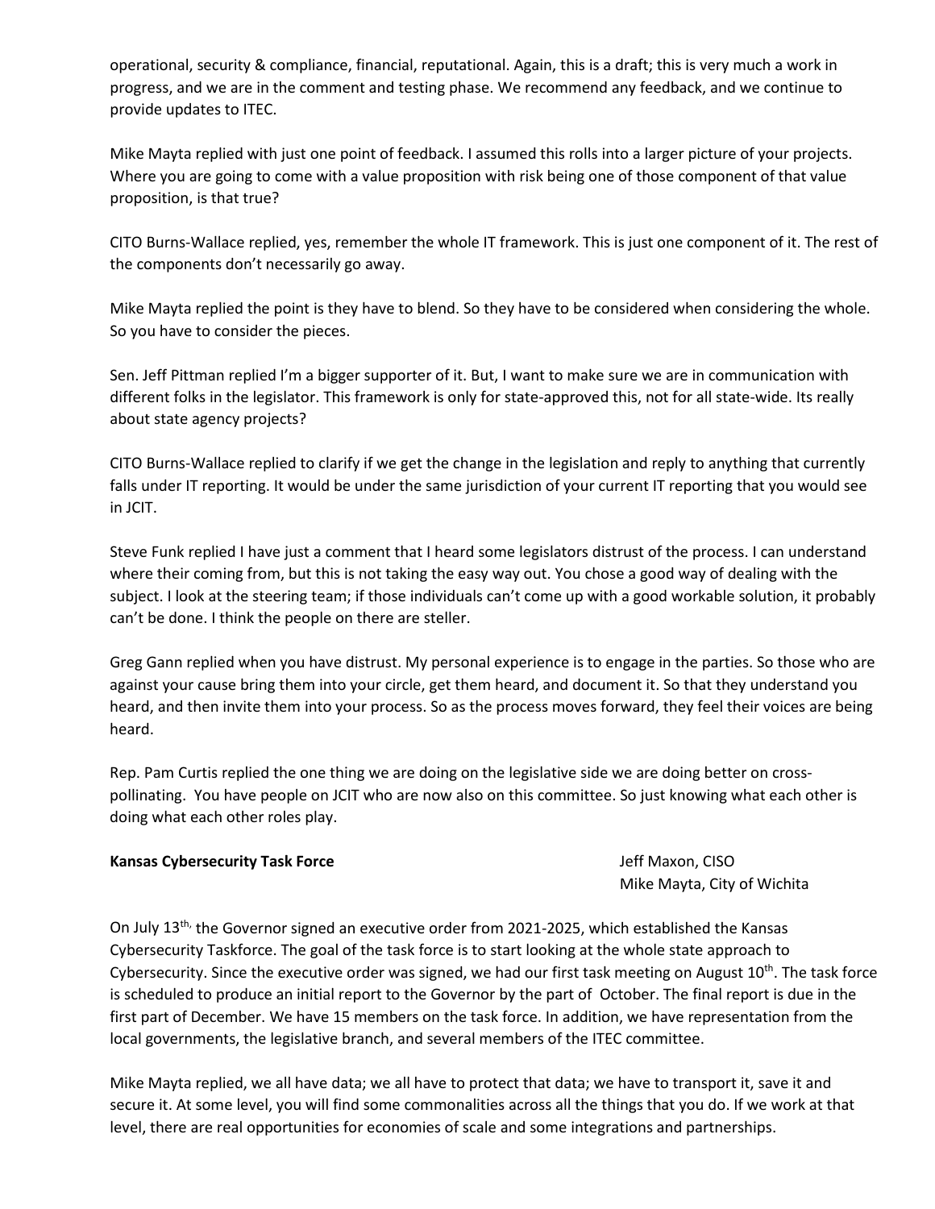operational, security & compliance, financial, reputational. Again, this is a draft; this is very much a work in progress, and we are in the comment and testing phase. We recommend any feedback, and we continue to provide updates to ITEC.

Mike Mayta replied with just one point of feedback. I assumed this rolls into a larger picture of your projects. Where you are going to come with a value proposition with risk being one of those component of that value proposition, is that true?

CITO Burns-Wallace replied, yes, remember the whole IT framework. This is just one component of it. The rest of the components don't necessarily go away.

Mike Mayta replied the point is they have to blend. So they have to be considered when considering the whole. So you have to consider the pieces.

Sen. Jeff Pittman replied I'm a bigger supporter of it. But, I want to make sure we are in communication with different folks in the legislator. This framework is only for state-approved this, not for all state-wide. Its really about state agency projects?

CITO Burns-Wallace replied to clarify if we get the change in the legislation and reply to anything that currently falls under IT reporting. It would be under the same jurisdiction of your current IT reporting that you would see in JCIT.

Steve Funk replied I have just a comment that I heard some legislators distrust of the process. I can understand where their coming from, but this is not taking the easy way out. You chose a good way of dealing with the subject. I look at the steering team; if those individuals can't come up with a good workable solution, it probably can't be done. I think the people on there are steller.

Greg Gann replied when you have distrust. My personal experience is to engage in the parties. So those who are against your cause bring them into your circle, get them heard, and document it. So that they understand you heard, and then invite them into your process. So as the process moves forward, they feel their voices are being heard.

Rep. Pam Curtis replied the one thing we are doing on the legislative side we are doing better on cross-pollinating. You have people on JCIT who are now also on this committee. So just knowing what each other is doing what each other roles play.

**Kansas Cybersecurity Task Force**

Jeff Maxon, CISO
Mike Mayta, City of Wichita

On July 13th, the Governor signed an executive order from 2021-2025, which established the Kansas Cybersecurity Taskforce. The goal of the task force is to start looking at the whole state approach to Cybersecurity. Since the executive order was signed, we had our first task meeting on August 10th. The task force is scheduled to produce an initial report to the Governor by the part of October. The final report is due in the first part of December. We have 15 members on the task force. In addition, we have representation from the local governments, the legislative branch, and several members of the ITEC committee.

Mike Mayta replied, we all have data; we all have to protect that data; we have to transport it, save it and secure it. At some level, you will find some commonalities across all the things that you do. If we work at that level, there are real opportunities for economies of scale and some integrations and partnerships.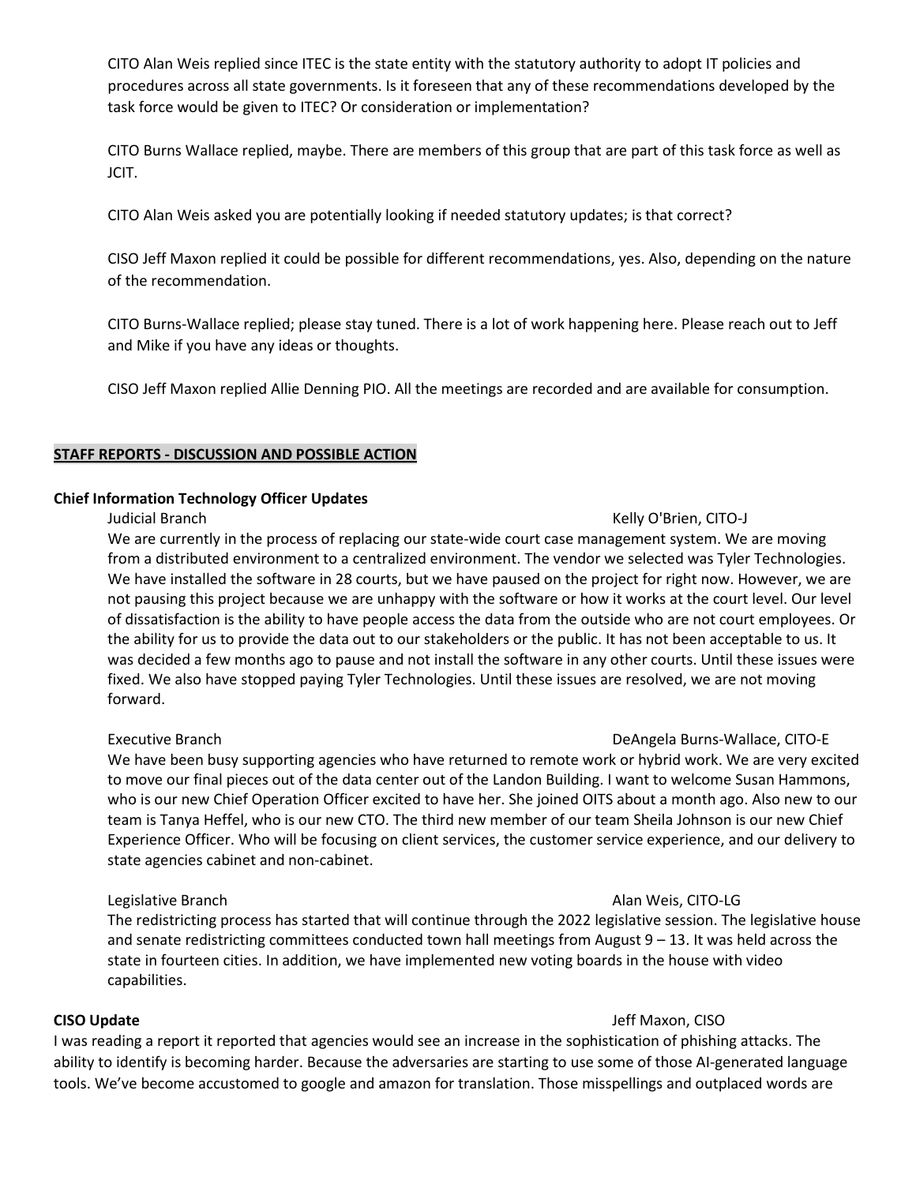CITO Alan Weis replied since ITEC is the state entity with the statutory authority to adopt IT policies and procedures across all state governments. Is it foreseen that any of these recommendations developed by the task force would be given to ITEC? Or consideration or implementation?

CITO Burns Wallace replied, maybe. There are members of this group that are part of this task force as well as JCIT.

CITO Alan Weis asked you are potentially looking if needed statutory updates; is that correct?

CISO Jeff Maxon replied it could be possible for different recommendations, yes. Also, depending on the nature of the recommendation.

CITO Burns-Wallace replied; please stay tuned. There is a lot of work happening here. Please reach out to Jeff and Mike if you have any ideas or thoughts.

CISO Jeff Maxon replied Allie Denning PIO. All the meetings are recorded and are available for consumption.

## STAFF REPORTS - DISCUSSION AND POSSIBLE ACTION

### Chief Information Technology Officer Updates

Judicial Branch — Kelly O'Brien, CITO-J

We are currently in the process of replacing our state-wide court case management system. We are moving from a distributed environment to a centralized environment. The vendor we selected was Tyler Technologies. We have installed the software in 28 courts, but we have paused on the project for right now. However, we are not pausing this project because we are unhappy with the software or how it works at the court level. Our level of dissatisfaction is the ability to have people access the data from the outside who are not court employees. Or the ability for us to provide the data out to our stakeholders or the public. It has not been acceptable to us. It was decided a few months ago to pause and not install the software in any other courts. Until these issues were fixed. We also have stopped paying Tyler Technologies. Until these issues are resolved, we are not moving forward.

Executive Branch — DeAngela Burns-Wallace, CITO-E

We have been busy supporting agencies who have returned to remote work or hybrid work. We are very excited to move our final pieces out of the data center out of the Landon Building. I want to welcome Susan Hammons, who is our new Chief Operation Officer excited to have her. She joined OITS about a month ago. Also new to our team is Tanya Heffel, who is our new CTO. The third new member of our team Sheila Johnson is our new Chief Experience Officer. Who will be focusing on client services, the customer service experience, and our delivery to state agencies cabinet and non-cabinet.

Legislative Branch — Alan Weis, CITO-LG

The redistricting process has started that will continue through the 2022 legislative session. The legislative house and senate redistricting committees conducted town hall meetings from August 9 – 13. It was held across the state in fourteen cities. In addition, we have implemented new voting boards in the house with video capabilities.

### CISO Update — Jeff Maxon, CISO

I was reading a report it reported that agencies would see an increase in the sophistication of phishing attacks. The ability to identify is becoming harder. Because the adversaries are starting to use some of those AI-generated language tools. We've become accustomed to google and amazon for translation. Those misspellings and outplaced words are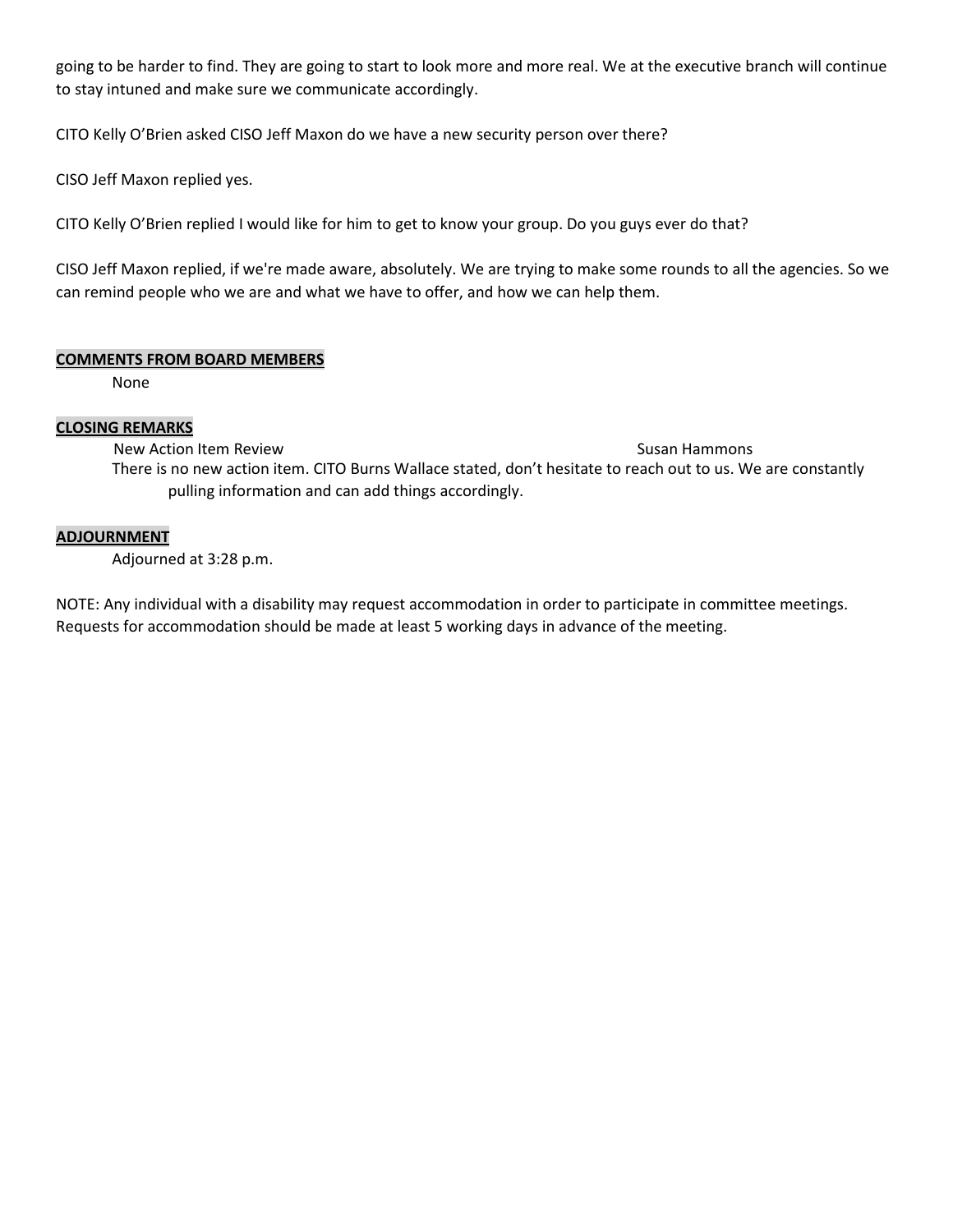going to be harder to find. They are going to start to look more and more real. We at the executive branch will continue to stay intuned and make sure we communicate accordingly.

CITO Kelly O'Brien asked CISO Jeff Maxon do we have a new security person over there?

CISO Jeff Maxon replied yes.

CITO Kelly O'Brien replied I would like for him to get to know your group. Do you guys ever do that?

CISO Jeff Maxon replied, if we're made aware, absolutely. We are trying to make some rounds to all the agencies. So we can remind people who we are and what we have to offer, and how we can help them.

## COMMENTS FROM BOARD MEMBERS

None

## CLOSING REMARKS

New Action Item Review — Susan Hammons

There is no new action item. CITO Burns Wallace stated, don't hesitate to reach out to us. We are constantly pulling information and can add things accordingly.

## ADJOURNMENT

Adjourned at 3:28 p.m.

NOTE: Any individual with a disability may request accommodation in order to participate in committee meetings. Requests for accommodation should be made at least 5 working days in advance of the meeting.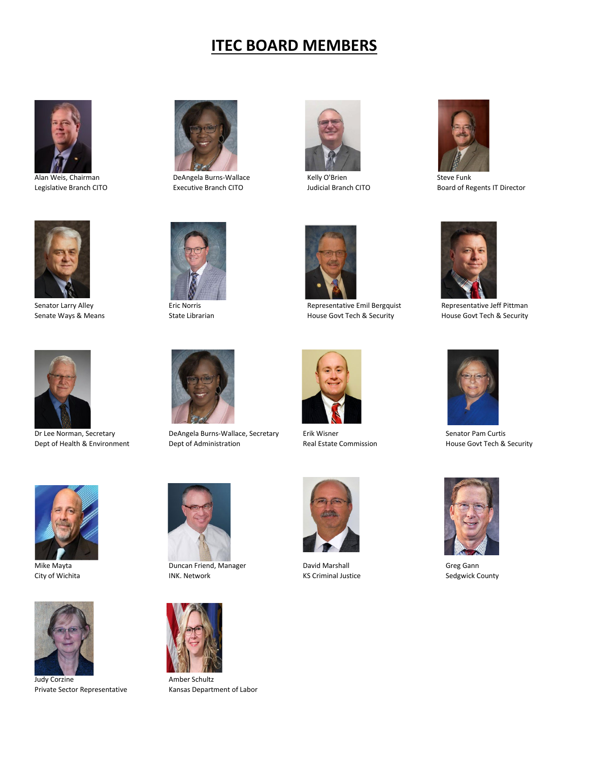# ITEC BOARD MEMBERS

Alan Weis, Chairman
Legislative Branch CITO

DeAngela Burns-Wallace
Executive Branch CITO

Kelly O'Brien
Judicial Branch CITO

Steve Funk
Board of Regents IT Director

Senator Larry Alley
Senate Ways & Means

Eric Norris
State Librarian

Representative Emil Bergquist
House Govt Tech & Security

Representative Jeff Pittman
House Govt Tech & Security

Dr Lee Norman, Secretary
Dept of Health & Environment

DeAngela Burns-Wallace, Secretary
Dept of Administration

Erik Wisner
Real Estate Commission

Senator Pam Curtis
House Govt Tech & Security

Mike Mayta
City of Wichita

Duncan Friend, Manager
INK. Network

David Marshall
KS Criminal Justice

Greg Gann
Sedgwick County

Judy Corzine
Private Sector Representative

Amber Schultz
Kansas Department of Labor